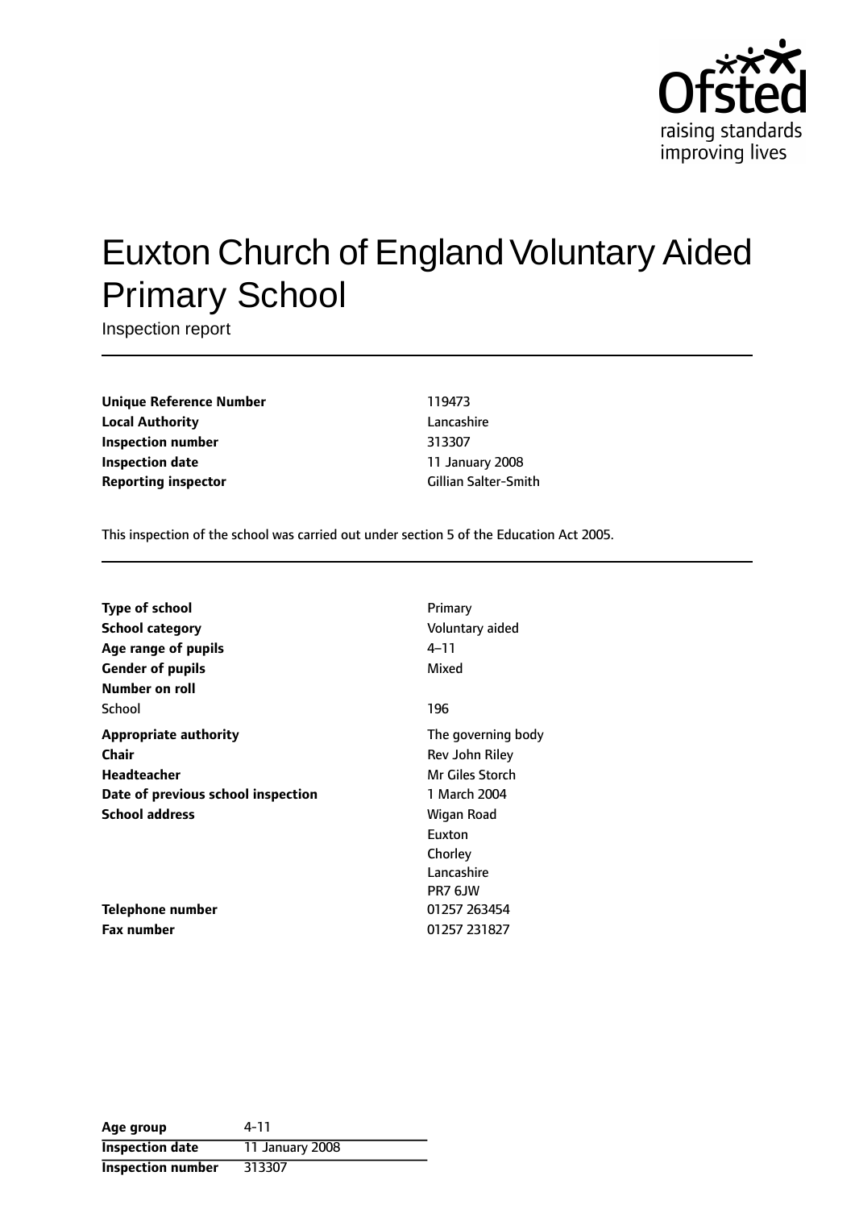Ofsted
raising standards
improving lives

# Euxton Church of England Voluntary Aided Primary School

Inspection report

| | |
|---|---|
| **Unique Reference Number** | 119473 |
| **Local Authority** | Lancashire |
| **Inspection number** | 313307 |
| **Inspection date** | 11 January 2008 |
| **Reporting inspector** | Gillian Salter-Smith |

This inspection of the school was carried out under section 5 of the Education Act 2005.

| | |
|---|---|
| **Type of school** | Primary |
| **School category** | Voluntary aided |
| **Age range of pupils** | 4–11 |
| **Gender of pupils** | Mixed |
| **Number on roll** | |
| School | 196 |
| **Appropriate authority** | The governing body |
| **Chair** | Rev John Riley |
| **Headteacher** | Mr Giles Storch |
| **Date of previous school inspection** | 1 March 2004 |
| **School address** | Wigan Road<br>Euxton<br>Chorley<br>Lancashire<br>PR7 6JW |
| **Telephone number** | 01257 263454 |
| **Fax number** | 01257 231827 |

| | |
|---|---|
| **Age group** | 4-11 |
| **Inspection date** | 11 January 2008 |
| **Inspection number** | 313307 |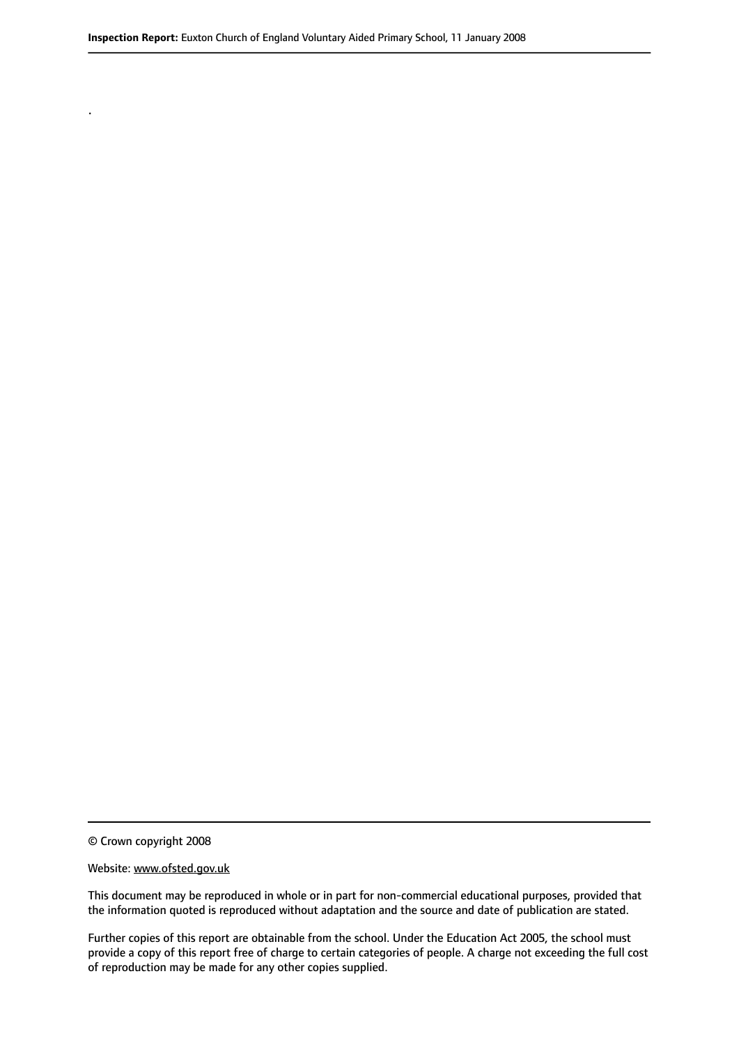.

© Crown copyright 2008

Website: www.ofsted.gov.uk

This document may be reproduced in whole or in part for non-commercial educational purposes, provided that the information quoted is reproduced without adaptation and the source and date of publication are stated.

Further copies of this report are obtainable from the school. Under the Education Act 2005, the school must provide a copy of this report free of charge to certain categories of people. A charge not exceeding the full cost of reproduction may be made for any other copies supplied.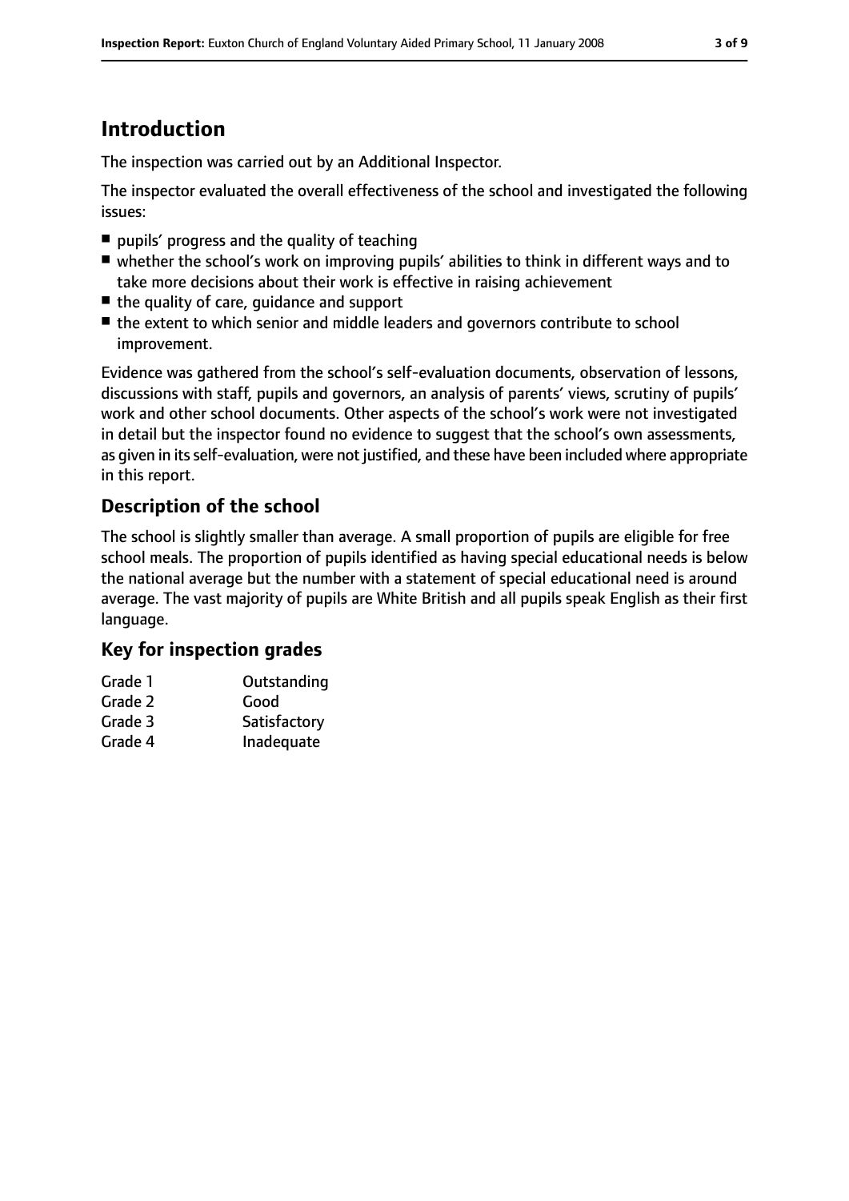# Introduction

The inspection was carried out by an Additional Inspector.

The inspector evaluated the overall effectiveness of the school and investigated the following issues:

- pupils' progress and the quality of teaching
- whether the school's work on improving pupils' abilities to think in different ways and to take more decisions about their work is effective in raising achievement
- the quality of care, guidance and support
- the extent to which senior and middle leaders and governors contribute to school improvement.

Evidence was gathered from the school's self-evaluation documents, observation of lessons, discussions with staff, pupils and governors, an analysis of parents' views, scrutiny of pupils' work and other school documents. Other aspects of the school's work were not investigated in detail but the inspector found no evidence to suggest that the school's own assessments, as given in its self-evaluation, were not justified, and these have been included where appropriate in this report.

## Description of the school

The school is slightly smaller than average. A small proportion of pupils are eligible for free school meals. The proportion of pupils identified as having special educational needs is below the national average but the number with a statement of special educational need is around average. The vast majority of pupils are White British and all pupils speak English as their first language.

## Key for inspection grades

| | |
|---|---|
| Grade 1 | Outstanding |
| Grade 2 | Good |
| Grade 3 | Satisfactory |
| Grade 4 | Inadequate |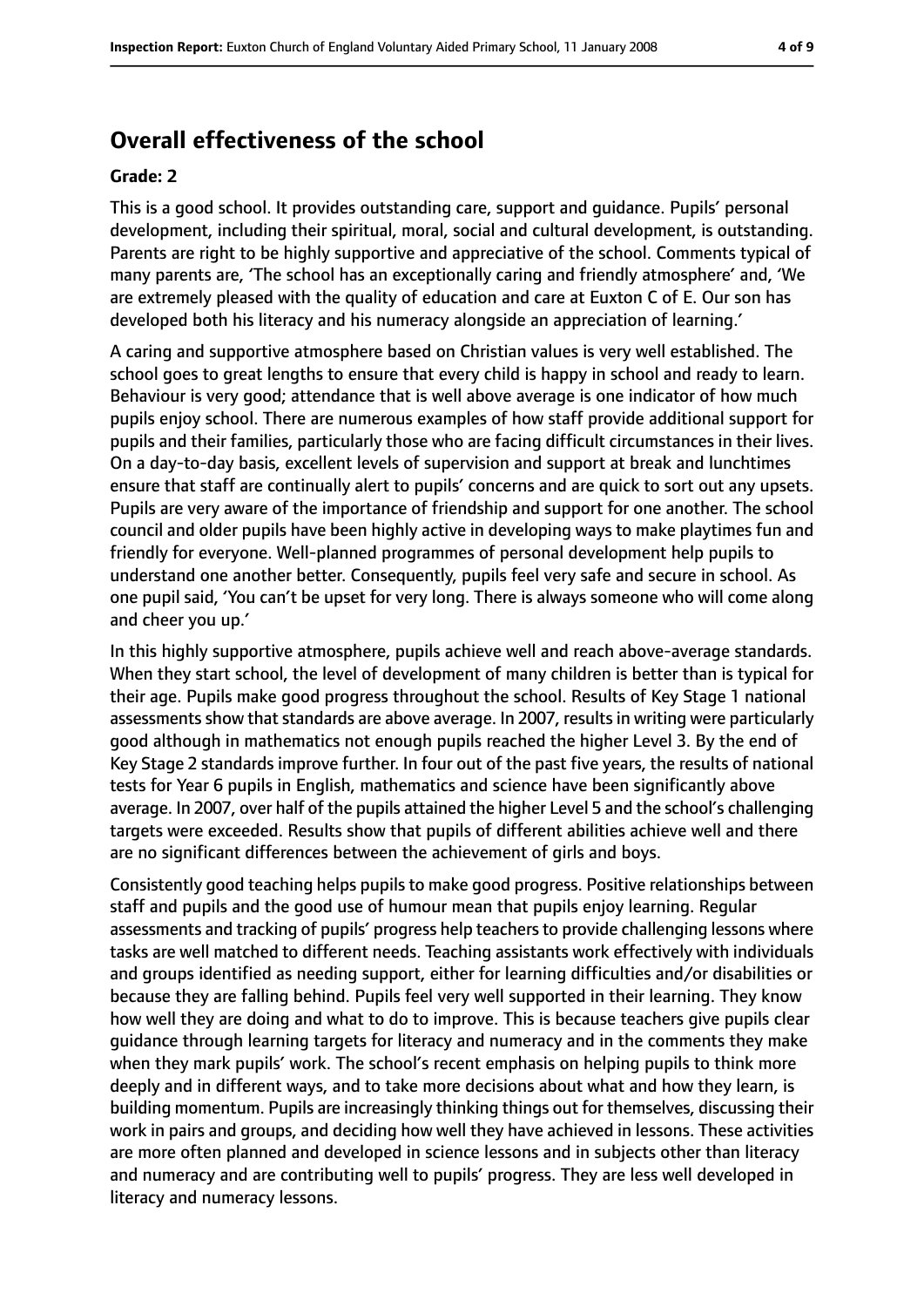## Overall effectiveness of the school

**Grade: 2**

This is a good school. It provides outstanding care, support and guidance. Pupils' personal development, including their spiritual, moral, social and cultural development, is outstanding. Parents are right to be highly supportive and appreciative of the school. Comments typical of many parents are, 'The school has an exceptionally caring and friendly atmosphere' and, 'We are extremely pleased with the quality of education and care at Euxton C of E. Our son has developed both his literacy and his numeracy alongside an appreciation of learning.'

A caring and supportive atmosphere based on Christian values is very well established. The school goes to great lengths to ensure that every child is happy in school and ready to learn. Behaviour is very good; attendance that is well above average is one indicator of how much pupils enjoy school. There are numerous examples of how staff provide additional support for pupils and their families, particularly those who are facing difficult circumstances in their lives. On a day-to-day basis, excellent levels of supervision and support at break and lunchtimes ensure that staff are continually alert to pupils' concerns and are quick to sort out any upsets. Pupils are very aware of the importance of friendship and support for one another. The school council and older pupils have been highly active in developing ways to make playtimes fun and friendly for everyone. Well-planned programmes of personal development help pupils to understand one another better. Consequently, pupils feel very safe and secure in school. As one pupil said, 'You can't be upset for very long. There is always someone who will come along and cheer you up.'

In this highly supportive atmosphere, pupils achieve well and reach above-average standards. When they start school, the level of development of many children is better than is typical for their age. Pupils make good progress throughout the school. Results of Key Stage 1 national assessments show that standards are above average. In 2007, results in writing were particularly good although in mathematics not enough pupils reached the higher Level 3. By the end of Key Stage 2 standards improve further. In four out of the past five years, the results of national tests for Year 6 pupils in English, mathematics and science have been significantly above average. In 2007, over half of the pupils attained the higher Level 5 and the school's challenging targets were exceeded. Results show that pupils of different abilities achieve well and there are no significant differences between the achievement of girls and boys.

Consistently good teaching helps pupils to make good progress. Positive relationships between staff and pupils and the good use of humour mean that pupils enjoy learning. Regular assessments and tracking of pupils' progress help teachers to provide challenging lessons where tasks are well matched to different needs. Teaching assistants work effectively with individuals and groups identified as needing support, either for learning difficulties and/or disabilities or because they are falling behind. Pupils feel very well supported in their learning. They know how well they are doing and what to do to improve. This is because teachers give pupils clear guidance through learning targets for literacy and numeracy and in the comments they make when they mark pupils' work. The school's recent emphasis on helping pupils to think more deeply and in different ways, and to take more decisions about what and how they learn, is building momentum. Pupils are increasingly thinking things out for themselves, discussing their work in pairs and groups, and deciding how well they have achieved in lessons. These activities are more often planned and developed in science lessons and in subjects other than literacy and numeracy and are contributing well to pupils' progress. They are less well developed in literacy and numeracy lessons.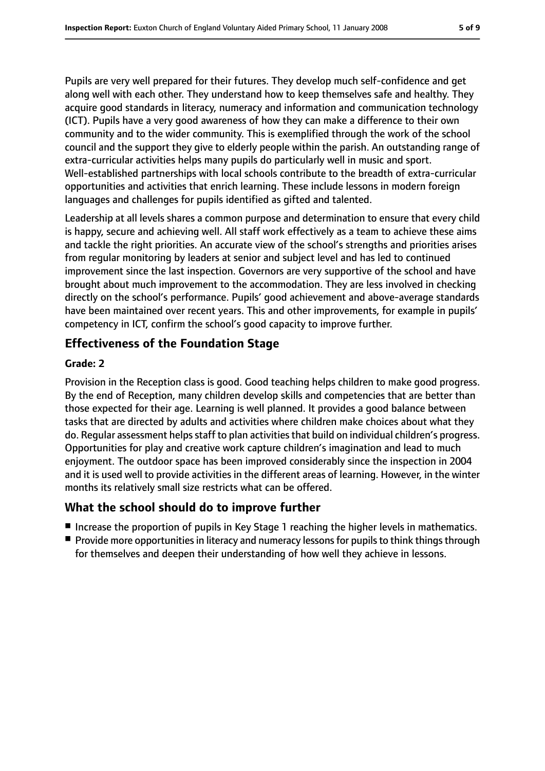Pupils are very well prepared for their futures. They develop much self-confidence and get along well with each other. They understand how to keep themselves safe and healthy. They acquire good standards in literacy, numeracy and information and communication technology (ICT). Pupils have a very good awareness of how they can make a difference to their own community and to the wider community. This is exemplified through the work of the school council and the support they give to elderly people within the parish. An outstanding range of extra-curricular activities helps many pupils do particularly well in music and sport. Well-established partnerships with local schools contribute to the breadth of extra-curricular opportunities and activities that enrich learning. These include lessons in modern foreign languages and challenges for pupils identified as gifted and talented.

Leadership at all levels shares a common purpose and determination to ensure that every child is happy, secure and achieving well. All staff work effectively as a team to achieve these aims and tackle the right priorities. An accurate view of the school's strengths and priorities arises from regular monitoring by leaders at senior and subject level and has led to continued improvement since the last inspection. Governors are very supportive of the school and have brought about much improvement to the accommodation. They are less involved in checking directly on the school's performance. Pupils' good achievement and above-average standards have been maintained over recent years. This and other improvements, for example in pupils' competency in ICT, confirm the school's good capacity to improve further.

## Effectiveness of the Foundation Stage

**Grade: 2**

Provision in the Reception class is good. Good teaching helps children to make good progress. By the end of Reception, many children develop skills and competencies that are better than those expected for their age. Learning is well planned. It provides a good balance between tasks that are directed by adults and activities where children make choices about what they do. Regular assessment helps staff to plan activities that build on individual children's progress. Opportunities for play and creative work capture children's imagination and lead to much enjoyment. The outdoor space has been improved considerably since the inspection in 2004 and it is used well to provide activities in the different areas of learning. However, in the winter months its relatively small size restricts what can be offered.

## What the school should do to improve further

- Increase the proportion of pupils in Key Stage 1 reaching the higher levels in mathematics.
- Provide more opportunities in literacy and numeracy lessons for pupils to think things through for themselves and deepen their understanding of how well they achieve in lessons.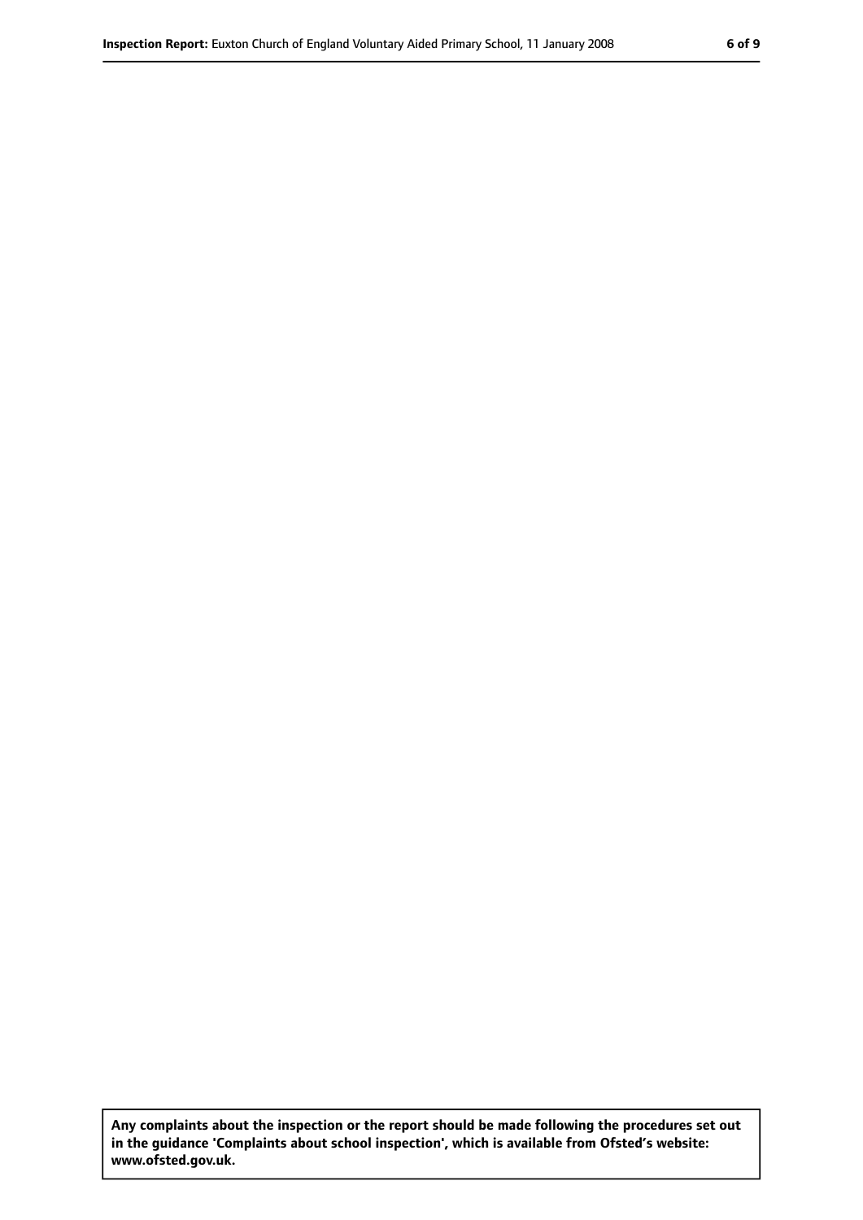**Any complaints about the inspection or the report should be made following the procedures set out in the guidance 'Complaints about school inspection', which is available from Ofsted's website: www.ofsted.gov.uk.**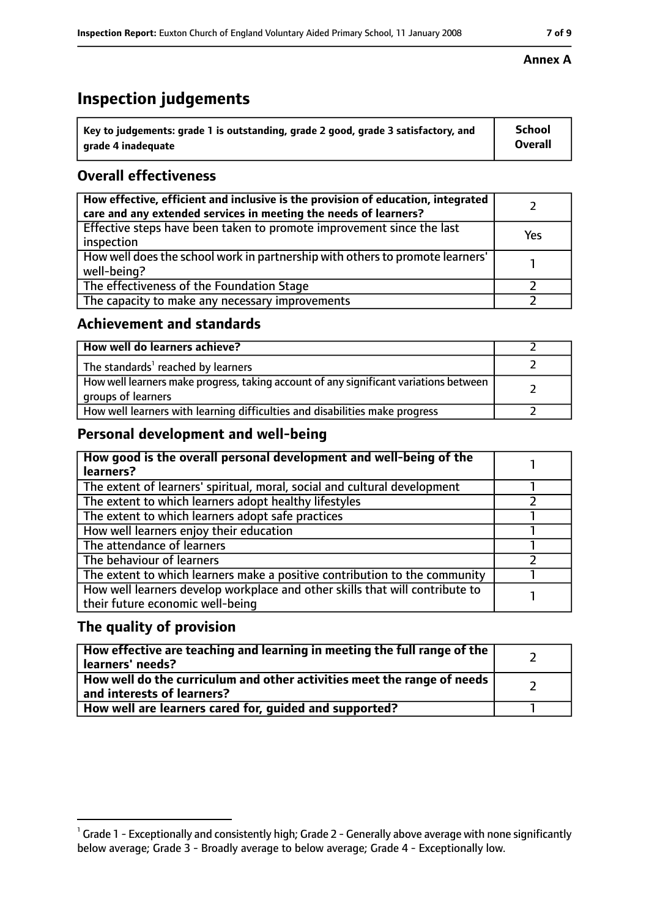**Annex A**

# Inspection judgements

| Key to judgements: grade 1 is outstanding, grade 2 good, grade 3 satisfactory, and grade 4 inadequate | School Overall |
|---|---|

## Overall effectiveness

| | |
|---|---|
| How effective, efficient and inclusive is the provision of education, integrated care and any extended services in meeting the needs of learners? | 2 |
| Effective steps have been taken to promote improvement since the last inspection | Yes |
| How well does the school work in partnership with others to promote learners' well-being? | 1 |
| The effectiveness of the Foundation Stage | 2 |
| The capacity to make any necessary improvements | 2 |

## Achievement and standards

| | |
|---|---|
| How well do learners achieve? | 2 |
| The standards[1] reached by learners | 2 |
| How well learners make progress, taking account of any significant variations between groups of learners | 2 |
| How well learners with learning difficulties and disabilities make progress | 2 |

## Personal development and well-being

| | |
|---|---|
| How good is the overall personal development and well-being of the learners? | 1 |
| The extent of learners' spiritual, moral, social and cultural development | 1 |
| The extent to which learners adopt healthy lifestyles | 2 |
| The extent to which learners adopt safe practices | 1 |
| How well learners enjoy their education | 1 |
| The attendance of learners | 1 |
| The behaviour of learners | 2 |
| The extent to which learners make a positive contribution to the community | 1 |
| How well learners develop workplace and other skills that will contribute to their future economic well-being | 1 |

## The quality of provision

| | |
|---|---|
| How effective are teaching and learning in meeting the full range of the learners' needs? | 2 |
| How well do the curriculum and other activities meet the range of needs and interests of learners? | 2 |
| How well are learners cared for, guided and supported? | 1 |

[1] Grade 1 - Exceptionally and consistently high; Grade 2 - Generally above average with none significantly below average; Grade 3 - Broadly average to below average; Grade 4 - Exceptionally low.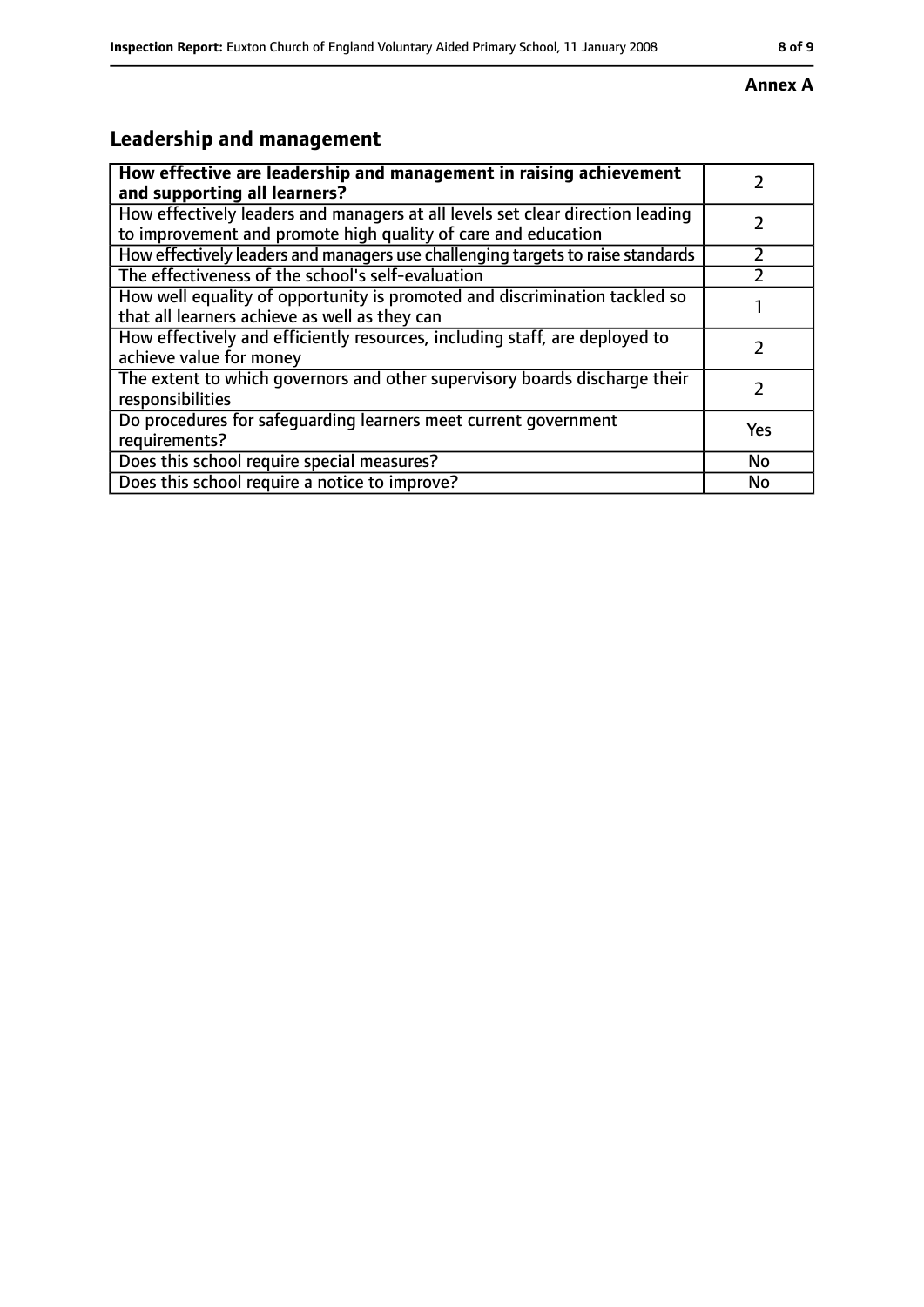**Annex A**

## Leadership and management

| How effective are leadership and management in raising achievement and supporting all learners? | 2 |
|---|---|
| How effectively leaders and managers at all levels set clear direction leading to improvement and promote high quality of care and education | 2 |
| How effectively leaders and managers use challenging targets to raise standards | 2 |
| The effectiveness of the school's self-evaluation | 2 |
| How well equality of opportunity is promoted and discrimination tackled so that all learners achieve as well as they can | 1 |
| How effectively and efficiently resources, including staff, are deployed to achieve value for money | 2 |
| The extent to which governors and other supervisory boards discharge their responsibilities | 2 |
| Do procedures for safeguarding learners meet current government requirements? | Yes |
| Does this school require special measures? | No |
| Does this school require a notice to improve? | No |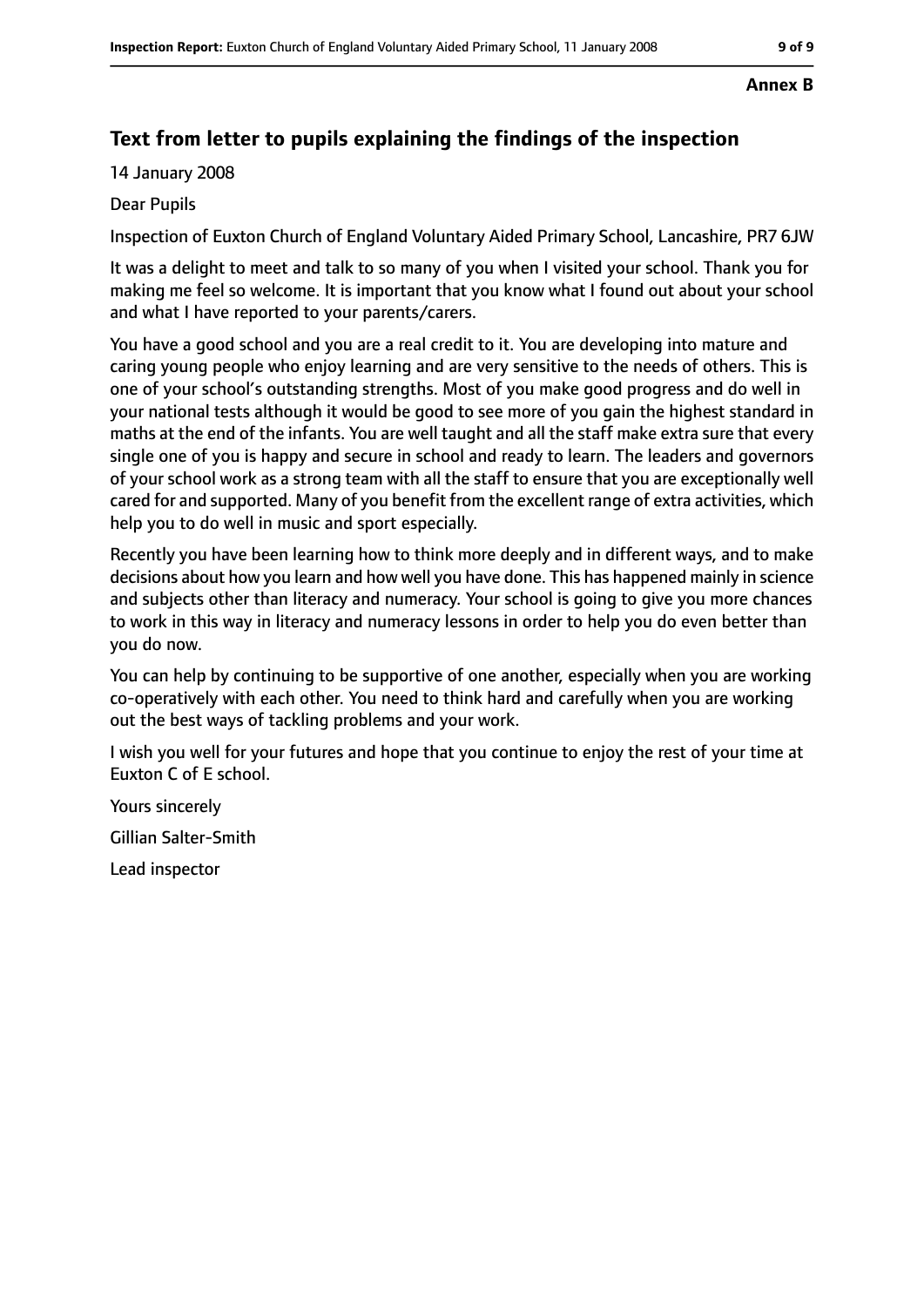**Annex B**

## Text from letter to pupils explaining the findings of the inspection

14 January 2008

Dear Pupils

Inspection of Euxton Church of England Voluntary Aided Primary School, Lancashire, PR7 6JW

It was a delight to meet and talk to so many of you when I visited your school. Thank you for making me feel so welcome. It is important that you know what I found out about your school and what I have reported to your parents/carers.

You have a good school and you are a real credit to it. You are developing into mature and caring young people who enjoy learning and are very sensitive to the needs of others. This is one of your school's outstanding strengths. Most of you make good progress and do well in your national tests although it would be good to see more of you gain the highest standard in maths at the end of the infants. You are well taught and all the staff make extra sure that every single one of you is happy and secure in school and ready to learn. The leaders and governors of your school work as a strong team with all the staff to ensure that you are exceptionally well cared for and supported. Many of you benefit from the excellent range of extra activities, which help you to do well in music and sport especially.

Recently you have been learning how to think more deeply and in different ways, and to make decisions about how you learn and how well you have done. This has happened mainly in science and subjects other than literacy and numeracy. Your school is going to give you more chances to work in this way in literacy and numeracy lessons in order to help you do even better than you do now.

You can help by continuing to be supportive of one another, especially when you are working co-operatively with each other. You need to think hard and carefully when you are working out the best ways of tackling problems and your work.

I wish you well for your futures and hope that you continue to enjoy the rest of your time at Euxton C of E school.

Yours sincerely

Gillian Salter-Smith

Lead inspector